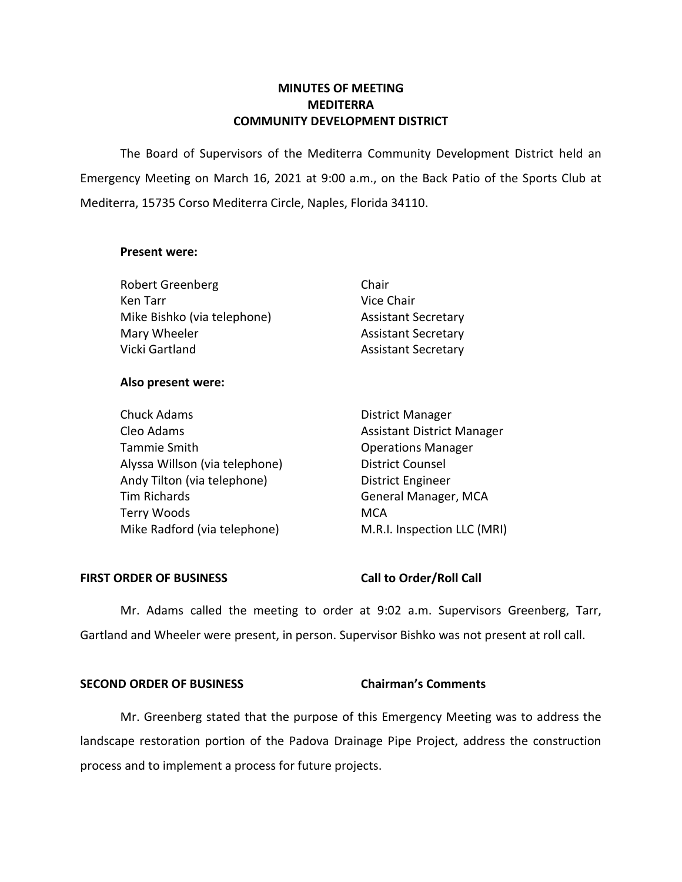# MINUTES OF MEETING
# MEDITERRA
# COMMUNITY DEVELOPMENT DISTRICT

The Board of Supervisors of the Mediterra Community Development District held an Emergency Meeting on March 16, 2021 at 9:00 a.m., on the Back Patio of the Sports Club at Mediterra, 15735 Corso Mediterra Circle, Naples, Florida 34110.

**Present were:**

| | |
|---|---|
| Robert Greenberg | Chair |
| Ken Tarr | Vice Chair |
| Mike Bishko (via telephone) | Assistant Secretary |
| Mary Wheeler | Assistant Secretary |
| Vicki Gartland | Assistant Secretary |

**Also present were:**

| | |
|---|---|
| Chuck Adams | District Manager |
| Cleo Adams | Assistant District Manager |
| Tammie Smith | Operations Manager |
| Alyssa Willson (via telephone) | District Counsel |
| Andy Tilton (via telephone) | District Engineer |
| Tim Richards | General Manager, MCA |
| Terry Woods | MCA |
| Mike Radford (via telephone) | M.R.I. Inspection LLC (MRI) |

**FIRST ORDER OF BUSINESS** **Call to Order/Roll Call**

Mr. Adams called the meeting to order at 9:02 a.m. Supervisors Greenberg, Tarr, Gartland and Wheeler were present, in person. Supervisor Bishko was not present at roll call.

**SECOND ORDER OF BUSINESS** **Chairman's Comments**

Mr. Greenberg stated that the purpose of this Emergency Meeting was to address the landscape restoration portion of the Padova Drainage Pipe Project, address the construction process and to implement a process for future projects.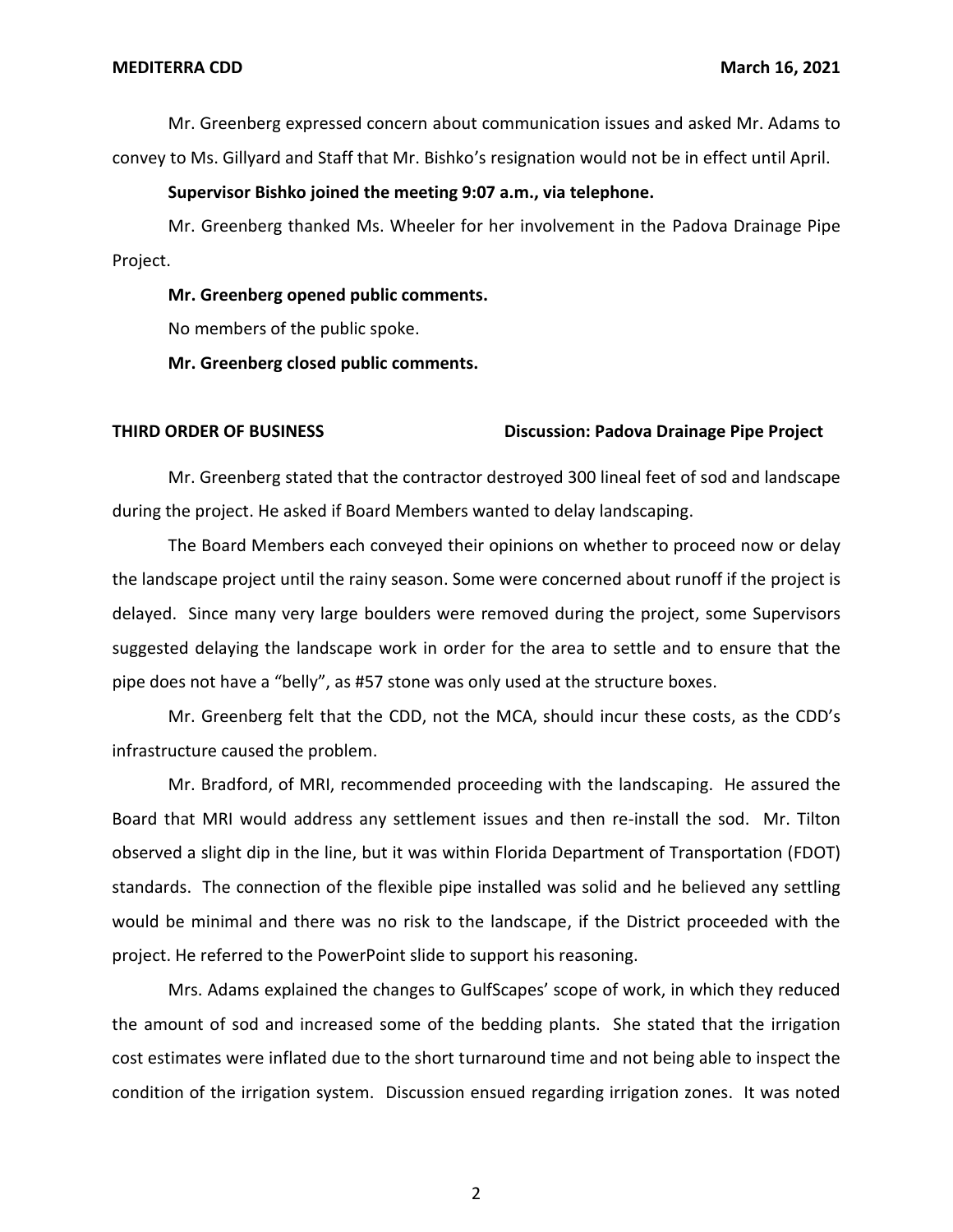Mr. Greenberg expressed concern about communication issues and asked Mr. Adams to convey to Ms. Gillyard and Staff that Mr. Bishko's resignation would not be in effect until April.

**Supervisor Bishko joined the meeting 9:07 a.m., via telephone.**

Mr. Greenberg thanked Ms. Wheeler for her involvement in the Padova Drainage Pipe Project.

**Mr. Greenberg opened public comments.**

No members of the public spoke.

**Mr. Greenberg closed public comments.**

**THIRD ORDER OF BUSINESS** **Discussion: Padova Drainage Pipe Project**

Mr. Greenberg stated that the contractor destroyed 300 lineal feet of sod and landscape during the project. He asked if Board Members wanted to delay landscaping.

The Board Members each conveyed their opinions on whether to proceed now or delay the landscape project until the rainy season. Some were concerned about runoff if the project is delayed. Since many very large boulders were removed during the project, some Supervisors suggested delaying the landscape work in order for the area to settle and to ensure that the pipe does not have a "belly", as #57 stone was only used at the structure boxes.

Mr. Greenberg felt that the CDD, not the MCA, should incur these costs, as the CDD's infrastructure caused the problem.

Mr. Bradford, of MRI, recommended proceeding with the landscaping. He assured the Board that MRI would address any settlement issues and then re-install the sod. Mr. Tilton observed a slight dip in the line, but it was within Florida Department of Transportation (FDOT) standards. The connection of the flexible pipe installed was solid and he believed any settling would be minimal and there was no risk to the landscape, if the District proceeded with the project. He referred to the PowerPoint slide to support his reasoning.

Mrs. Adams explained the changes to GulfScapes' scope of work, in which they reduced the amount of sod and increased some of the bedding plants. She stated that the irrigation cost estimates were inflated due to the short turnaround time and not being able to inspect the condition of the irrigation system. Discussion ensued regarding irrigation zones. It was noted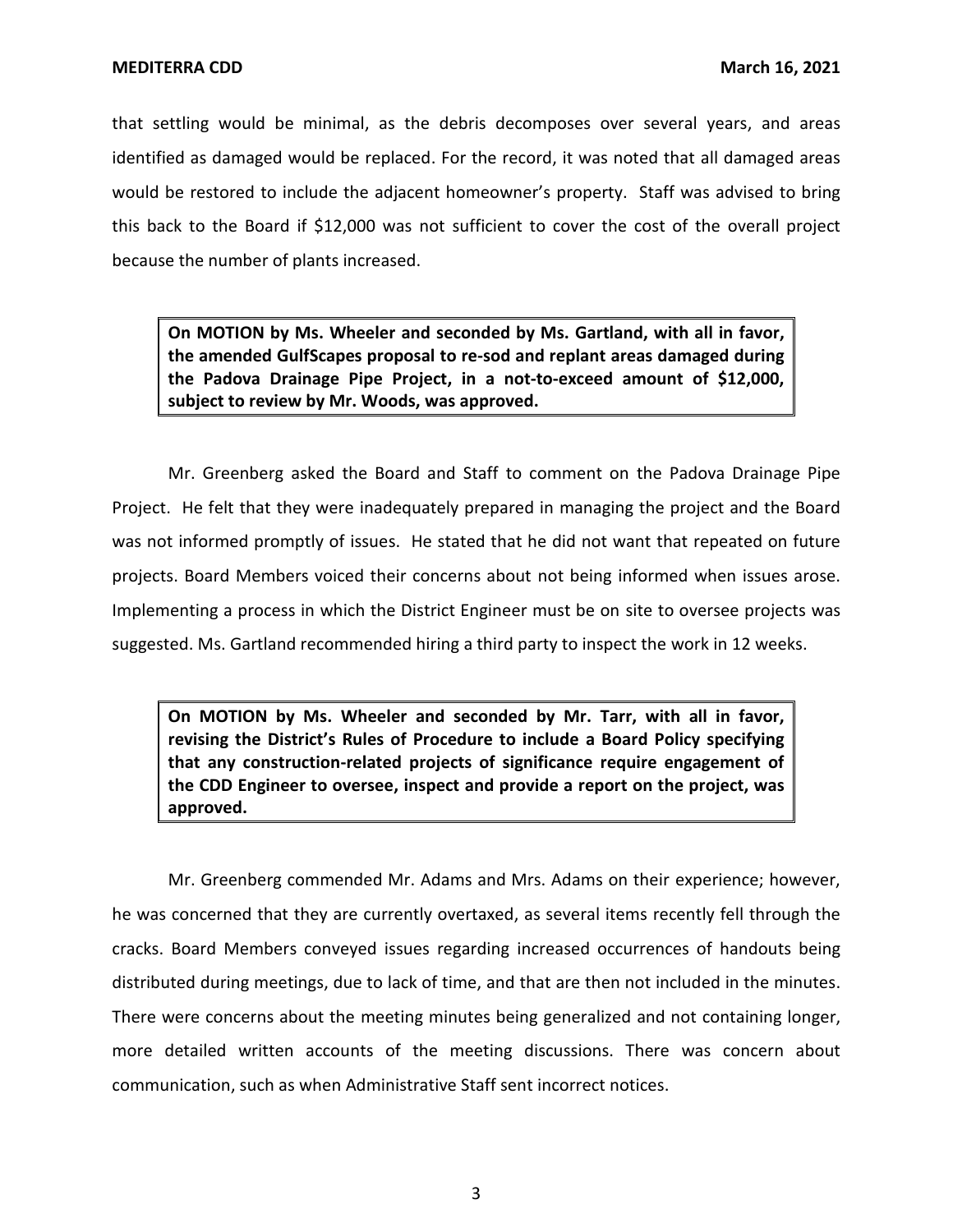that settling would be minimal, as the debris decomposes over several years, and areas identified as damaged would be replaced. For the record, it was noted that all damaged areas would be restored to include the adjacent homeowner's property. Staff was advised to bring this back to the Board if $12,000 was not sufficient to cover the cost of the overall project because the number of plants increased.

> **On MOTION by Ms. Wheeler and seconded by Ms. Gartland, with all in favor, the amended GulfScapes proposal to re-sod and replant areas damaged during the Padova Drainage Pipe Project, in a not-to-exceed amount of $12,000, subject to review by Mr. Woods, was approved.**

Mr. Greenberg asked the Board and Staff to comment on the Padova Drainage Pipe Project. He felt that they were inadequately prepared in managing the project and the Board was not informed promptly of issues. He stated that he did not want that repeated on future projects. Board Members voiced their concerns about not being informed when issues arose. Implementing a process in which the District Engineer must be on site to oversee projects was suggested. Ms. Gartland recommended hiring a third party to inspect the work in 12 weeks.

> **On MOTION by Ms. Wheeler and seconded by Mr. Tarr, with all in favor, revising the District's Rules of Procedure to include a Board Policy specifying that any construction-related projects of significance require engagement of the CDD Engineer to oversee, inspect and provide a report on the project, was approved.**

Mr. Greenberg commended Mr. Adams and Mrs. Adams on their experience; however, he was concerned that they are currently overtaxed, as several items recently fell through the cracks. Board Members conveyed issues regarding increased occurrences of handouts being distributed during meetings, due to lack of time, and that are then not included in the minutes. There were concerns about the meeting minutes being generalized and not containing longer, more detailed written accounts of the meeting discussions. There was concern about communication, such as when Administrative Staff sent incorrect notices.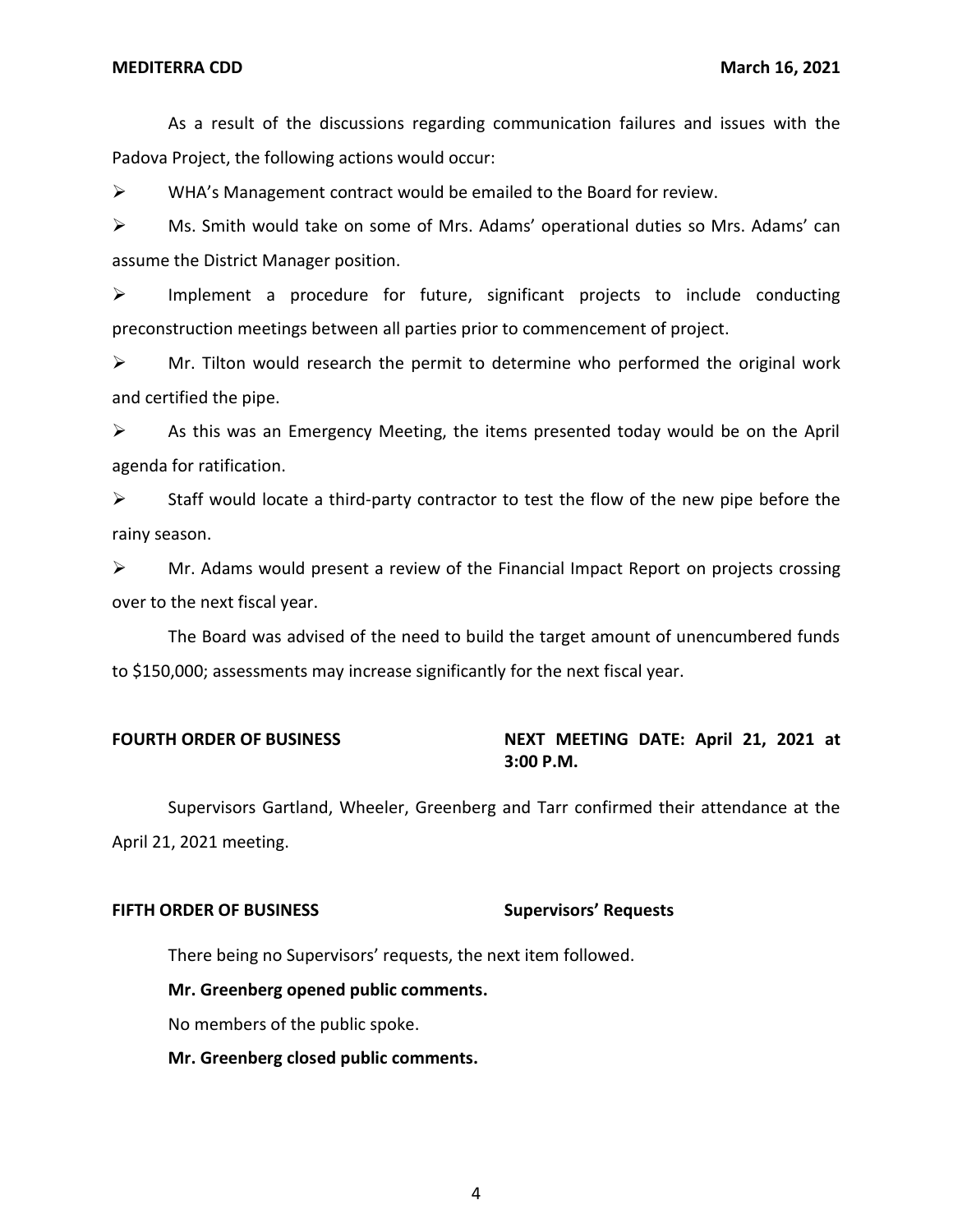As a result of the discussions regarding communication failures and issues with the Padova Project, the following actions would occur:

- WHA's Management contract would be emailed to the Board for review.
- Ms. Smith would take on some of Mrs. Adams' operational duties so Mrs. Adams' can assume the District Manager position.
- Implement a procedure for future, significant projects to include conducting preconstruction meetings between all parties prior to commencement of project.
- Mr. Tilton would research the permit to determine who performed the original work and certified the pipe.
- As this was an Emergency Meeting, the items presented today would be on the April agenda for ratification.
- Staff would locate a third-party contractor to test the flow of the new pipe before the rainy season.
- Mr. Adams would present a review of the Financial Impact Report on projects crossing over to the next fiscal year.

The Board was advised of the need to build the target amount of unencumbered funds to $150,000; assessments may increase significantly for the next fiscal year.

**FOURTH ORDER OF BUSINESS** **NEXT MEETING DATE: April 21, 2021 at 3:00 P.M.**

Supervisors Gartland, Wheeler, Greenberg and Tarr confirmed their attendance at the April 21, 2021 meeting.

**FIFTH ORDER OF BUSINESS** **Supervisors' Requests**

There being no Supervisors' requests, the next item followed.

**Mr. Greenberg opened public comments.**

No members of the public spoke.

**Mr. Greenberg closed public comments.**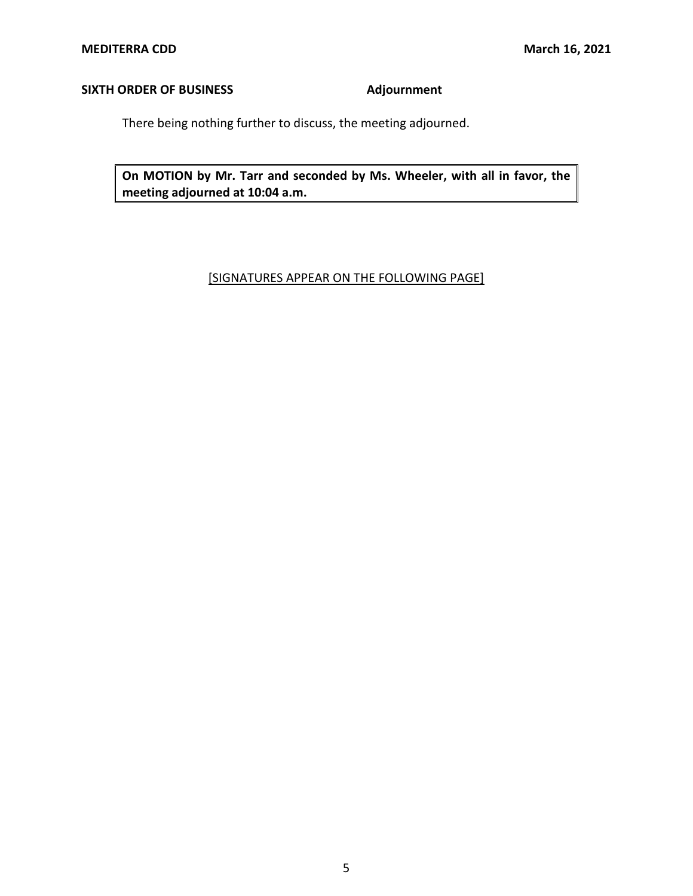**SIXTH ORDER OF BUSINESS** **Adjournment**

There being nothing further to discuss, the meeting adjourned.

**On MOTION by Mr. Tarr and seconded by Ms. Wheeler, with all in favor, the meeting adjourned at 10:04 a.m.**

[SIGNATURES APPEAR ON THE FOLLOWING PAGE]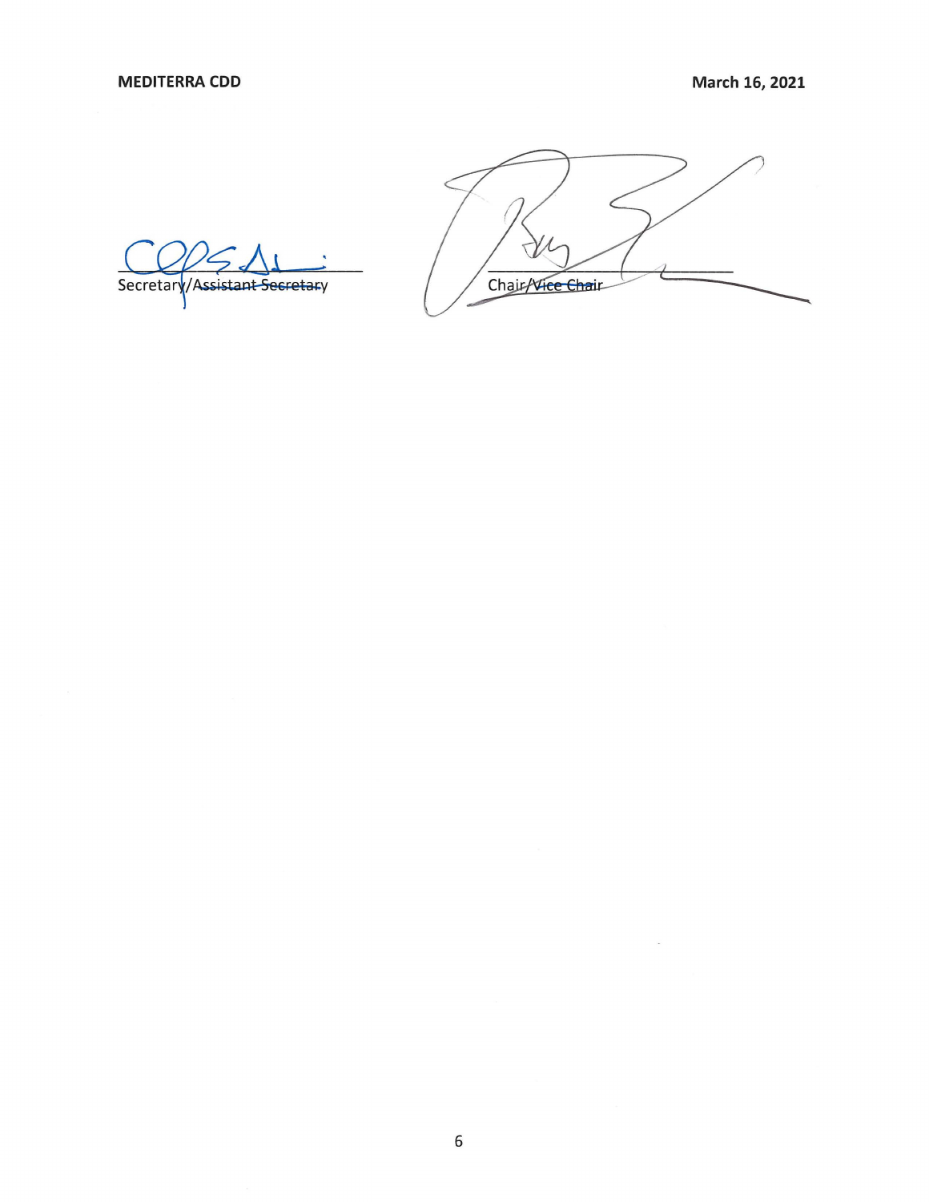**MEDITERRA CDD** **March 16, 2021**

\_\_\_\_\_\_\_\_\_\_\_\_\_\_\_\_\_\_\_\_\_\_\_\_\_\_\_\_\_\_\_\_

Secretary/~~Assistant Secretary~~

\_\_\_\_\_\_\_\_\_\_\_\_\_\_\_\_\_\_\_\_\_\_\_\_\_\_\_\_\_\_\_\_

Chair/~~Vice Chair~~